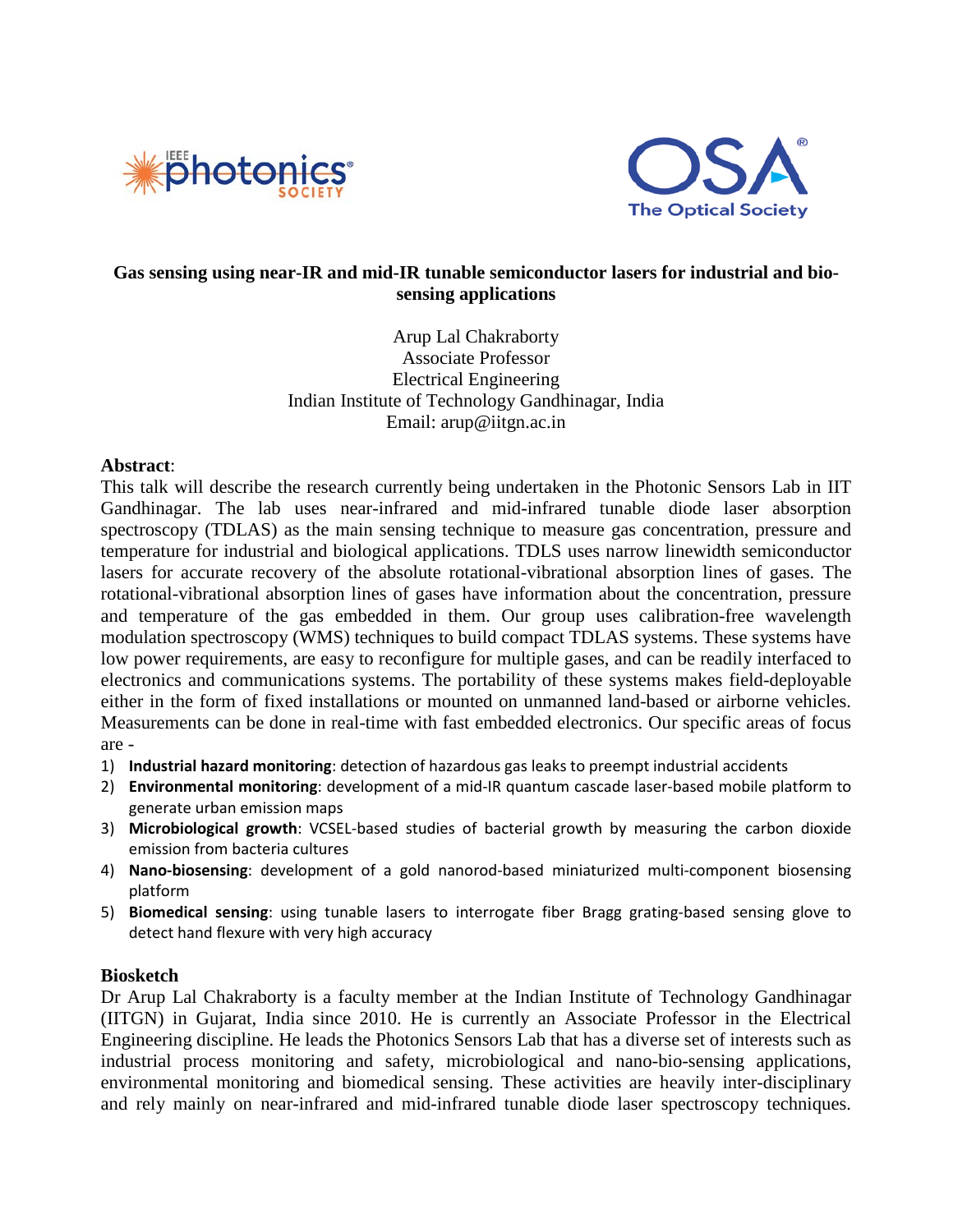# Gas sensing using near-IR and mid-IR tunable semiconductor lasers for industrial and bio-sensing applications

Arup Lal Chakraborty
Associate Professor
Electrical Engineering
Indian Institute of Technology Gandhinagar, India
Email: arup@iitgn.ac.in

**Abstract**:

This talk will describe the research currently being undertaken in the Photonic Sensors Lab in IIT Gandhinagar. The lab uses near-infrared and mid-infrared tunable diode laser absorption spectroscopy (TDLAS) as the main sensing technique to measure gas concentration, pressure and temperature for industrial and biological applications. TDLS uses narrow linewidth semiconductor lasers for accurate recovery of the absolute rotational-vibrational absorption lines of gases. The rotational-vibrational absorption lines of gases have information about the concentration, pressure and temperature of the gas embedded in them. Our group uses calibration-free wavelength modulation spectroscopy (WMS) techniques to build compact TDLAS systems. These systems have low power requirements, are easy to reconfigure for multiple gases, and can be readily interfaced to electronics and communications systems. The portability of these systems makes field-deployable either in the form of fixed installations or mounted on unmanned land-based or airborne vehicles. Measurements can be done in real-time with fast embedded electronics. Our specific areas of focus are -

1) **Industrial hazard monitoring**: detection of hazardous gas leaks to preempt industrial accidents
2) **Environmental monitoring**: development of a mid-IR quantum cascade laser-based mobile platform to generate urban emission maps
3) **Microbiological growth**: VCSEL-based studies of bacterial growth by measuring the carbon dioxide emission from bacteria cultures
4) **Nano-biosensing**: development of a gold nanorod-based miniaturized multi-component biosensing platform
5) **Biomedical sensing**: using tunable lasers to interrogate fiber Bragg grating-based sensing glove to detect hand flexure with very high accuracy

**Biosketch**

Dr Arup Lal Chakraborty is a faculty member at the Indian Institute of Technology Gandhinagar (IITGN) in Gujarat, India since 2010. He is currently an Associate Professor in the Electrical Engineering discipline. He leads the Photonics Sensors Lab that has a diverse set of interests such as industrial process monitoring and safety, microbiological and nano-bio-sensing applications, environmental monitoring and biomedical sensing. These activities are heavily inter-disciplinary and rely mainly on near-infrared and mid-infrared tunable diode laser spectroscopy techniques.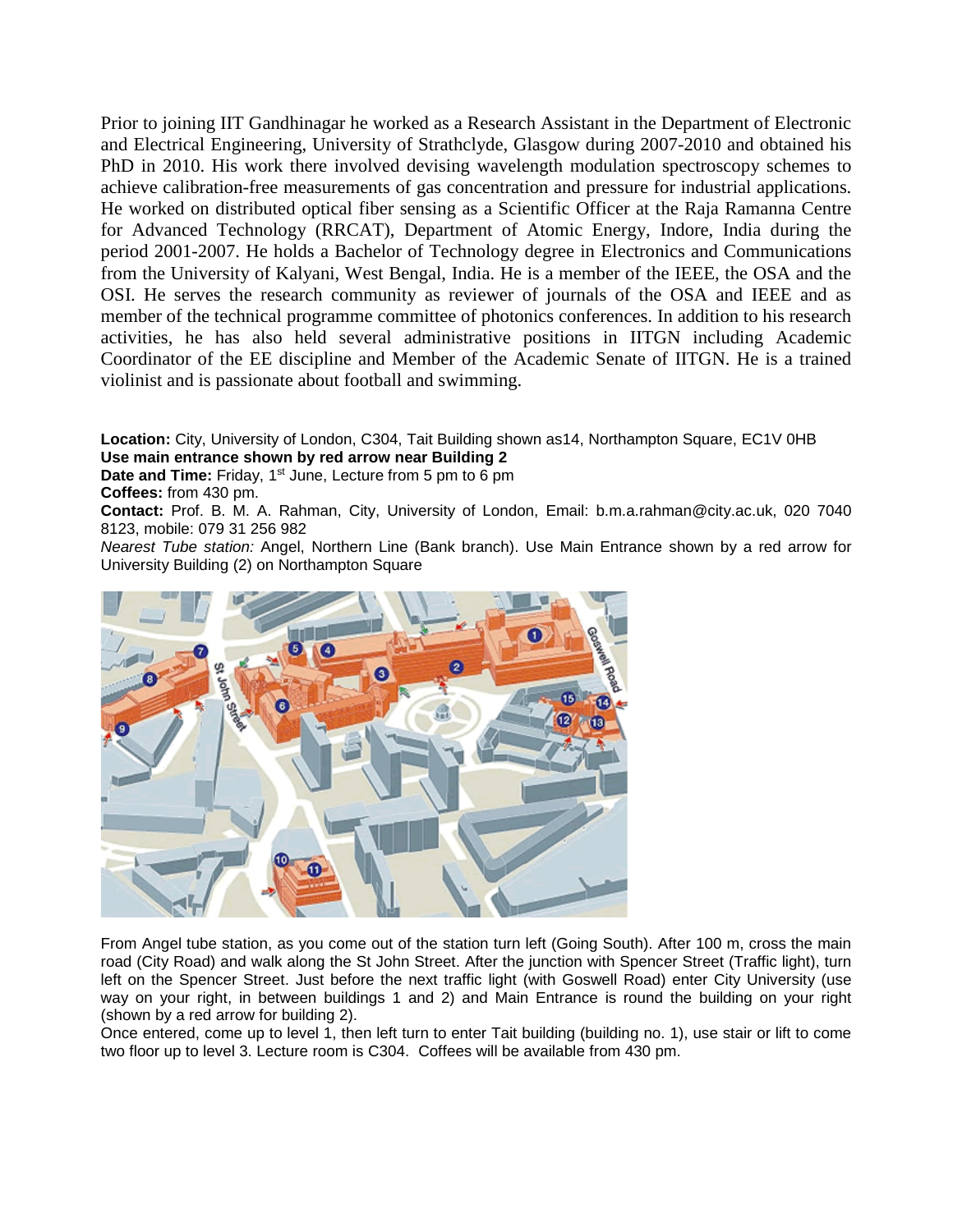Prior to joining IIT Gandhinagar he worked as a Research Assistant in the Department of Electronic and Electrical Engineering, University of Strathclyde, Glasgow during 2007-2010 and obtained his PhD in 2010. His work there involved devising wavelength modulation spectroscopy schemes to achieve calibration-free measurements of gas concentration and pressure for industrial applications. He worked on distributed optical fiber sensing as a Scientific Officer at the Raja Ramanna Centre for Advanced Technology (RRCAT), Department of Atomic Energy, Indore, India during the period 2001-2007. He holds a Bachelor of Technology degree in Electronics and Communications from the University of Kalyani, West Bengal, India. He is a member of the IEEE, the OSA and the OSI. He serves the research community as reviewer of journals of the OSA and IEEE and as member of the technical programme committee of photonics conferences. In addition to his research activities, he has also held several administrative positions in IITGN including Academic Coordinator of the EE discipline and Member of the Academic Senate of IITGN. He is a trained violinist and is passionate about football and swimming.

**Location:** City, University of London, C304, Tait Building shown as14, Northampton Square, EC1V 0HB
**Use main entrance shown by red arrow near Building 2**
**Date and Time:** Friday, 1st June, Lecture from 5 pm to 6 pm
**Coffees:** from 430 pm.
**Contact:** Prof. B. M. A. Rahman, City, University of London, Email: b.m.a.rahman@city.ac.uk, 020 7040 8123, mobile: 079 31 256 982
*Nearest Tube station:* Angel, Northern Line (Bank branch). Use Main Entrance shown by a red arrow for University Building (2) on Northampton Square

St John Street
Goswell Road
1 2 3 4 5 6 7 8 9 10 11 12 13 14 15

From Angel tube station, as you come out of the station turn left (Going South). After 100 m, cross the main road (City Road) and walk along the St John Street. After the junction with Spencer Street (Traffic light), turn left on the Spencer Street. Just before the next traffic light (with Goswell Road) enter City University (use way on your right, in between buildings 1 and 2) and Main Entrance is round the building on your right (shown by a red arrow for building 2).
Once entered, come up to level 1, then left turn to enter Tait building (building no. 1), use stair or lift to come two floor up to level 3. Lecture room is C304. Coffees will be available from 430 pm.